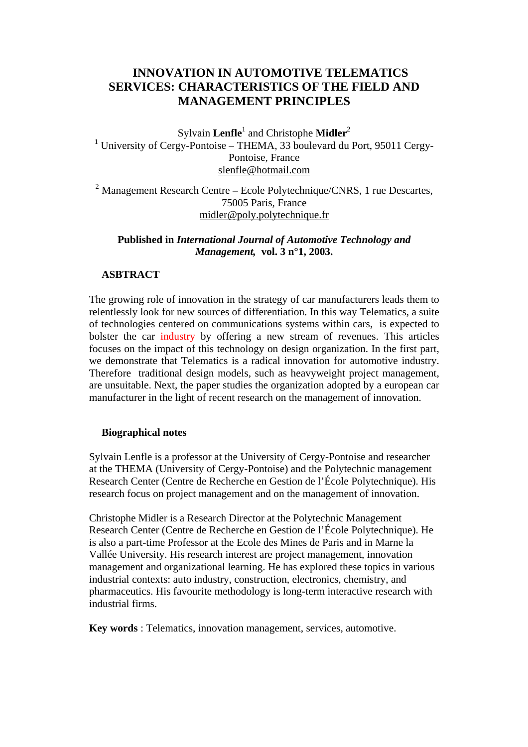# INNOVATION IN AUTOMOTIVE TELEMATICS SERVICES: CHARACTERISTICS OF THE FIELD AND MANAGEMENT PRINCIPLES

Sylvain **Lenfle**[1] and Christophe **Midler**[2]

[1] University of Cergy-Pontoise – THEMA, 33 boulevard du Port, 95011 Cergy-Pontoise, France
slenfle@hotmail.com

[2] Management Research Centre – Ecole Polytechnique/CNRS, 1 rue Descartes, 75005 Paris, France
midler@poly.polytechnique.fr

**Published in *International Journal of Automotive Technology and Management*, vol. 3 n°1, 2003.**

## ASBTRACT

The growing role of innovation in the strategy of car manufacturers leads them to relentlessly look for new sources of differentiation. In this way Telematics, a suite of technologies centered on communications systems within cars, is expected to bolster the car industry by offering a new stream of revenues. This articles focuses on the impact of this technology on design organization. In the first part, we demonstrate that Telematics is a radical innovation for automotive industry. Therefore traditional design models, such as heavyweight project management, are unsuitable. Next, the paper studies the organization adopted by a european car manufacturer in the light of recent research on the management of innovation.

## Biographical notes

Sylvain Lenfle is a professor at the University of Cergy-Pontoise and researcher at the THEMA (University of Cergy-Pontoise) and the Polytechnic management Research Center (Centre de Recherche en Gestion de l'École Polytechnique). His research focus on project management and on the management of innovation.

Christophe Midler is a Research Director at the Polytechnic Management Research Center (Centre de Recherche en Gestion de l'École Polytechnique). He is also a part-time Professor at the Ecole des Mines de Paris and in Marne la Vallée University. His research interest are project management, innovation management and organizational learning. He has explored these topics in various industrial contexts: auto industry, construction, electronics, chemistry, and pharmaceutics. His favourite methodology is long-term interactive research with industrial firms.

**Key words** : Telematics, innovation management, services, automotive.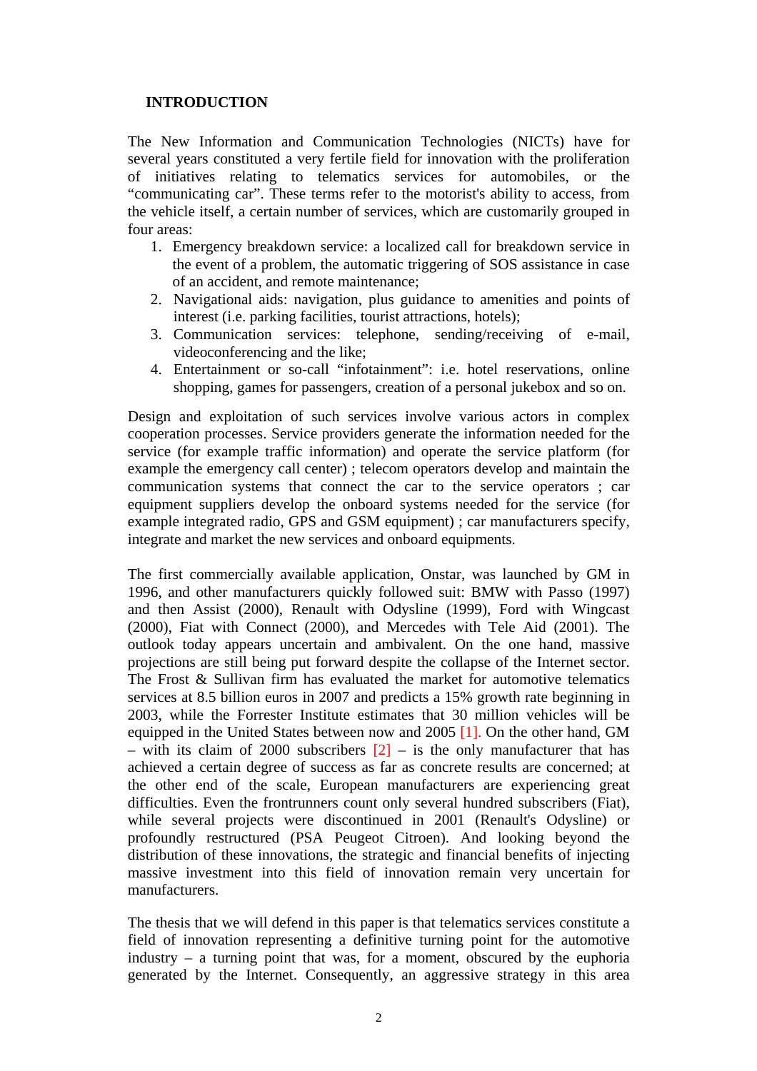## INTRODUCTION

The New Information and Communication Technologies (NICTs) have for several years constituted a very fertile field for innovation with the proliferation of initiatives relating to telematics services for automobiles, or the "communicating car". These terms refer to the motorist's ability to access, from the vehicle itself, a certain number of services, which are customarily grouped in four areas:

1. Emergency breakdown service: a localized call for breakdown service in the event of a problem, the automatic triggering of SOS assistance in case of an accident, and remote maintenance;
2. Navigational aids: navigation, plus guidance to amenities and points of interest (i.e. parking facilities, tourist attractions, hotels);
3. Communication services: telephone, sending/receiving of e-mail, videoconferencing and the like;
4. Entertainment or so-call "infotainment": i.e. hotel reservations, online shopping, games for passengers, creation of a personal jukebox and so on.

Design and exploitation of such services involve various actors in complex cooperation processes. Service providers generate the information needed for the service (for example traffic information) and operate the service platform (for example the emergency call center) ; telecom operators develop and maintain the communication systems that connect the car to the service operators ; car equipment suppliers develop the onboard systems needed for the service (for example integrated radio, GPS and GSM equipment) ; car manufacturers specify, integrate and market the new services and onboard equipments.

The first commercially available application, Onstar, was launched by GM in 1996, and other manufacturers quickly followed suit: BMW with Passo (1997) and then Assist (2000), Renault with Odysline (1999), Ford with Wingcast (2000), Fiat with Connect (2000), and Mercedes with Tele Aid (2001). The outlook today appears uncertain and ambivalent. On the one hand, massive projections are still being put forward despite the collapse of the Internet sector. The Frost & Sullivan firm has evaluated the market for automotive telematics services at 8.5 billion euros in 2007 and predicts a 15% growth rate beginning in 2003, while the Forrester Institute estimates that 30 million vehicles will be equipped in the United States between now and 2005 [1]. On the other hand, GM – with its claim of 2000 subscribers [2] – is the only manufacturer that has achieved a certain degree of success as far as concrete results are concerned; at the other end of the scale, European manufacturers are experiencing great difficulties. Even the frontrunners count only several hundred subscribers (Fiat), while several projects were discontinued in 2001 (Renault's Odysline) or profoundly restructured (PSA Peugeot Citroen). And looking beyond the distribution of these innovations, the strategic and financial benefits of injecting massive investment into this field of innovation remain very uncertain for manufacturers.

The thesis that we will defend in this paper is that telematics services constitute a field of innovation representing a definitive turning point for the automotive industry – a turning point that was, for a moment, obscured by the euphoria generated by the Internet. Consequently, an aggressive strategy in this area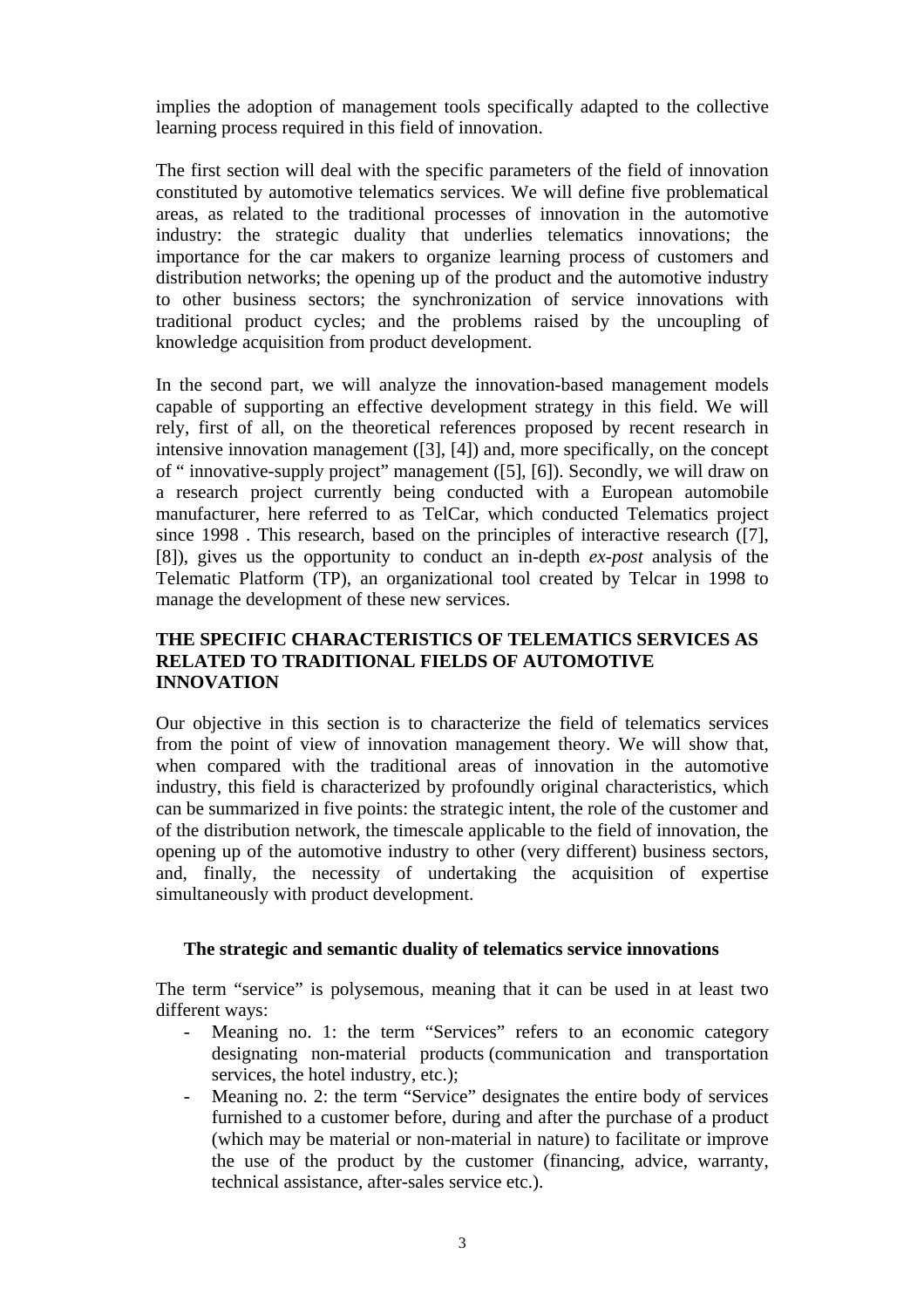implies the adoption of management tools specifically adapted to the collective learning process required in this field of innovation.

The first section will deal with the specific parameters of the field of innovation constituted by automotive telematics services. We will define five problematical areas, as related to the traditional processes of innovation in the automotive industry: the strategic duality that underlies telematics innovations; the importance for the car makers to organize learning process of customers and distribution networks; the opening up of the product and the automotive industry to other business sectors; the synchronization of service innovations with traditional product cycles; and the problems raised by the uncoupling of knowledge acquisition from product development.

In the second part, we will analyze the innovation-based management models capable of supporting an effective development strategy in this field. We will rely, first of all, on the theoretical references proposed by recent research in intensive innovation management ([3], [4]) and, more specifically, on the concept of " innovative-supply project" management ([5], [6]). Secondly, we will draw on a research project currently being conducted with a European automobile manufacturer, here referred to as TelCar, which conducted Telematics project since 1998 . This research, based on the principles of interactive research ([7], [8]), gives us the opportunity to conduct an in-depth *ex-post* analysis of the Telematic Platform (TP), an organizational tool created by Telcar in 1998 to manage the development of these new services.

## THE SPECIFIC CHARACTERISTICS OF TELEMATICS SERVICES AS RELATED TO TRADITIONAL FIELDS OF AUTOMOTIVE INNOVATION

Our objective in this section is to characterize the field of telematics services from the point of view of innovation management theory. We will show that, when compared with the traditional areas of innovation in the automotive industry, this field is characterized by profoundly original characteristics, which can be summarized in five points: the strategic intent, the role of the customer and of the distribution network, the timescale applicable to the field of innovation, the opening up of the automotive industry to other (very different) business sectors, and, finally, the necessity of undertaking the acquisition of expertise simultaneously with product development.

### The strategic and semantic duality of telematics service innovations

The term "service" is polysemous, meaning that it can be used in at least two different ways:

- Meaning no. 1: the term "Services" refers to an economic category designating non-material products (communication and transportation services, the hotel industry, etc.);
- Meaning no. 2: the term "Service" designates the entire body of services furnished to a customer before, during and after the purchase of a product (which may be material or non-material in nature) to facilitate or improve the use of the product by the customer (financing, advice, warranty, technical assistance, after-sales service etc.).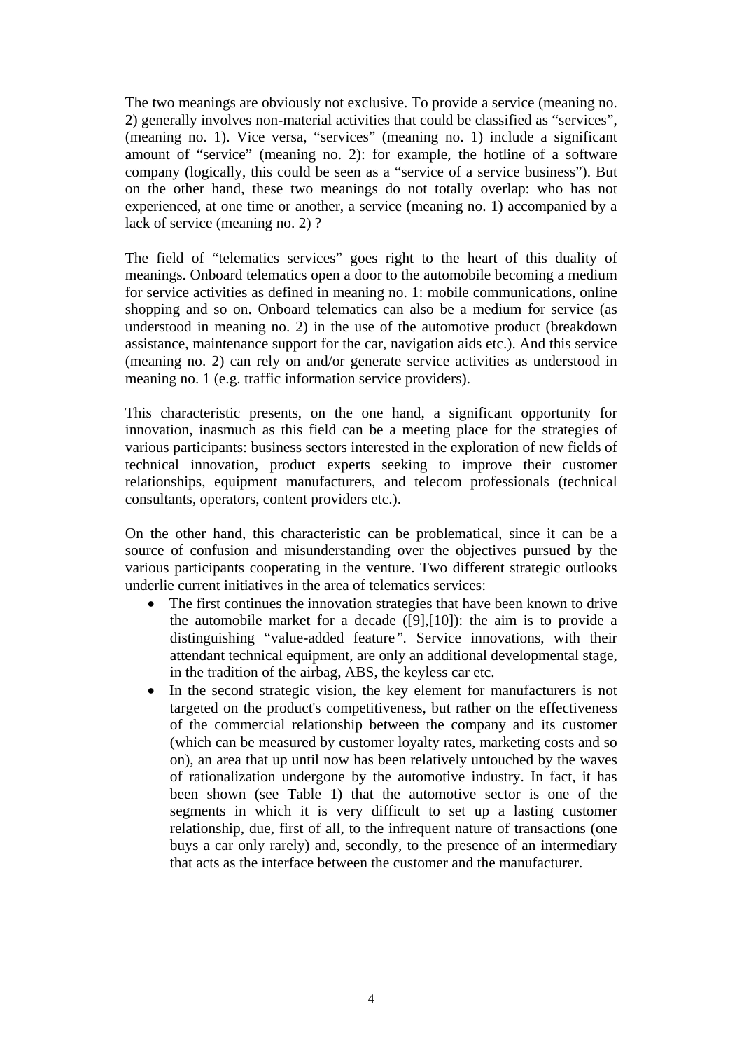The two meanings are obviously not exclusive. To provide a service (meaning no. 2) generally involves non-material activities that could be classified as "services", (meaning no. 1). Vice versa, "services" (meaning no. 1) include a significant amount of "service" (meaning no. 2): for example, the hotline of a software company (logically, this could be seen as a "service of a service business"). But on the other hand, these two meanings do not totally overlap: who has not experienced, at one time or another, a service (meaning no. 1) accompanied by a lack of service (meaning no. 2) ?

The field of "telematics services" goes right to the heart of this duality of meanings. Onboard telematics open a door to the automobile becoming a medium for service activities as defined in meaning no. 1: mobile communications, online shopping and so on. Onboard telematics can also be a medium for service (as understood in meaning no. 2) in the use of the automotive product (breakdown assistance, maintenance support for the car, navigation aids etc.). And this service (meaning no. 2) can rely on and/or generate service activities as understood in meaning no. 1 (e.g. traffic information service providers).

This characteristic presents, on the one hand, a significant opportunity for innovation, inasmuch as this field can be a meeting place for the strategies of various participants: business sectors interested in the exploration of new fields of technical innovation, product experts seeking to improve their customer relationships, equipment manufacturers, and telecom professionals (technical consultants, operators, content providers etc.).

On the other hand, this characteristic can be problematical, since it can be a source of confusion and misunderstanding over the objectives pursued by the various participants cooperating in the venture. Two different strategic outlooks underlie current initiatives in the area of telematics services:

- The first continues the innovation strategies that have been known to drive the automobile market for a decade ([9],[10]): the aim is to provide a distinguishing "value-added feature". Service innovations, with their attendant technical equipment, are only an additional developmental stage, in the tradition of the airbag, ABS, the keyless car etc.
- In the second strategic vision, the key element for manufacturers is not targeted on the product's competitiveness, but rather on the effectiveness of the commercial relationship between the company and its customer (which can be measured by customer loyalty rates, marketing costs and so on), an area that up until now has been relatively untouched by the waves of rationalization undergone by the automotive industry. In fact, it has been shown (see Table 1) that the automotive sector is one of the segments in which it is very difficult to set up a lasting customer relationship, due, first of all, to the infrequent nature of transactions (one buys a car only rarely) and, secondly, to the presence of an intermediary that acts as the interface between the customer and the manufacturer.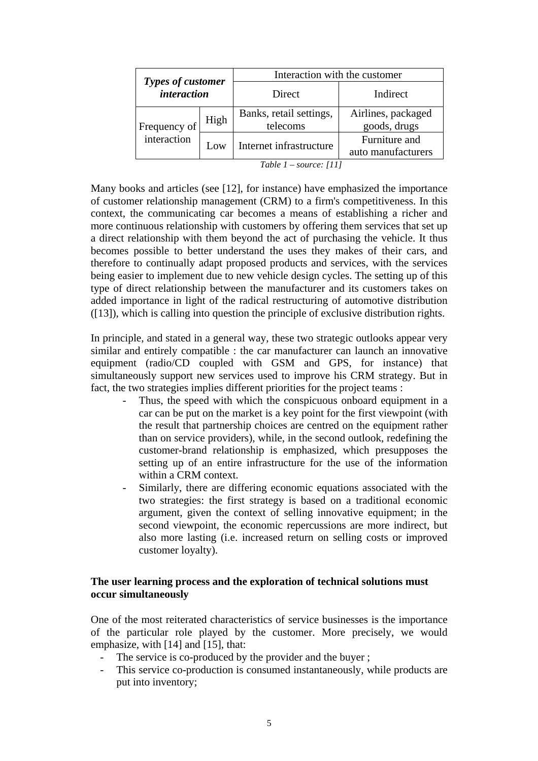| ***Types of customer interaction*** | | Interaction with the customer | |
|---|---|---|---|
| | | Direct | Indirect |
| Frequency of interaction | High | Banks, retail settings, telecoms | Airlines, packaged goods, drugs |
| | Low | Internet infrastructure | Furniture and auto manufacturers |

*Table 1 – source: [11]*

Many books and articles (see [12], for instance) have emphasized the importance of customer relationship management (CRM) to a firm's competitiveness. In this context, the communicating car becomes a means of establishing a richer and more continuous relationship with customers by offering them services that set up a direct relationship with them beyond the act of purchasing the vehicle. It thus becomes possible to better understand the uses they makes of their cars, and therefore to continually adapt proposed products and services, with the services being easier to implement due to new vehicle design cycles. The setting up of this type of direct relationship between the manufacturer and its customers takes on added importance in light of the radical restructuring of automotive distribution ([13]), which is calling into question the principle of exclusive distribution rights.

In principle, and stated in a general way, these two strategic outlooks appear very similar and entirely compatible : the car manufacturer can launch an innovative equipment (radio/CD coupled with GSM and GPS, for instance) that simultaneously support new services used to improve his CRM strategy. But in fact, the two strategies implies different priorities for the project teams :

- Thus, the speed with which the conspicuous onboard equipment in a car can be put on the market is a key point for the first viewpoint (with the result that partnership choices are centred on the equipment rather than on service providers), while, in the second outlook, redefining the customer-brand relationship is emphasized, which presupposes the setting up of an entire infrastructure for the use of the information within a CRM context.
- Similarly, there are differing economic equations associated with the two strategies: the first strategy is based on a traditional economic argument, given the context of selling innovative equipment; in the second viewpoint, the economic repercussions are more indirect, but also more lasting (i.e. increased return on selling costs or improved customer loyalty).

**The user learning process and the exploration of technical solutions must occur simultaneously**

One of the most reiterated characteristics of service businesses is the importance of the particular role played by the customer. More precisely, we would emphasize, with [14] and [15], that:

- The service is co-produced by the provider and the buyer ;
- This service co-production is consumed instantaneously, while products are put into inventory;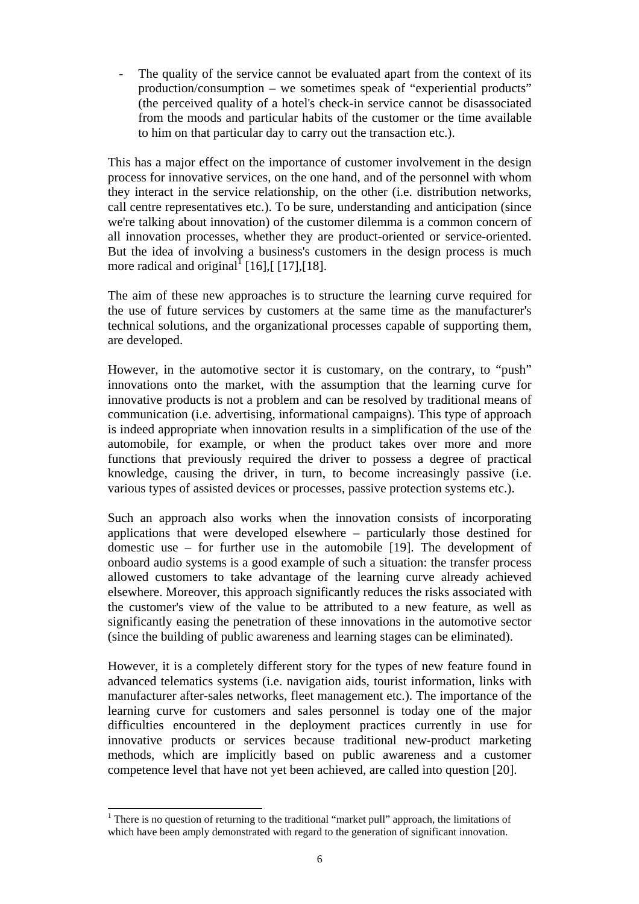- The quality of the service cannot be evaluated apart from the context of its production/consumption – we sometimes speak of "experiential products" (the perceived quality of a hotel's check-in service cannot be disassociated from the moods and particular habits of the customer or the time available to him on that particular day to carry out the transaction etc.).

This has a major effect on the importance of customer involvement in the design process for innovative services, on the one hand, and of the personnel with whom they interact in the service relationship, on the other (i.e. distribution networks, call centre representatives etc.). To be sure, understanding and anticipation (since we're talking about innovation) of the customer dilemma is a common concern of all innovation processes, whether they are product-oriented or service-oriented. But the idea of involving a business's customers in the design process is much more radical and original[1] [16],[ [17],[18].

The aim of these new approaches is to structure the learning curve required for the use of future services by customers at the same time as the manufacturer's technical solutions, and the organizational processes capable of supporting them, are developed.

However, in the automotive sector it is customary, on the contrary, to "push" innovations onto the market, with the assumption that the learning curve for innovative products is not a problem and can be resolved by traditional means of communication (i.e. advertising, informational campaigns). This type of approach is indeed appropriate when innovation results in a simplification of the use of the automobile, for example, or when the product takes over more and more functions that previously required the driver to possess a degree of practical knowledge, causing the driver, in turn, to become increasingly passive (i.e. various types of assisted devices or processes, passive protection systems etc.).

Such an approach also works when the innovation consists of incorporating applications that were developed elsewhere – particularly those destined for domestic use – for further use in the automobile [19]. The development of onboard audio systems is a good example of such a situation: the transfer process allowed customers to take advantage of the learning curve already achieved elsewhere. Moreover, this approach significantly reduces the risks associated with the customer's view of the value to be attributed to a new feature, as well as significantly easing the penetration of these innovations in the automotive sector (since the building of public awareness and learning stages can be eliminated).

However, it is a completely different story for the types of new feature found in advanced telematics systems (i.e. navigation aids, tourist information, links with manufacturer after-sales networks, fleet management etc.). The importance of the learning curve for customers and sales personnel is today one of the major difficulties encountered in the deployment practices currently in use for innovative products or services because traditional new-product marketing methods, which are implicitly based on public awareness and a customer competence level that have not yet been achieved, are called into question [20].

[1] There is no question of returning to the traditional "market pull" approach, the limitations of which have been amply demonstrated with regard to the generation of significant innovation.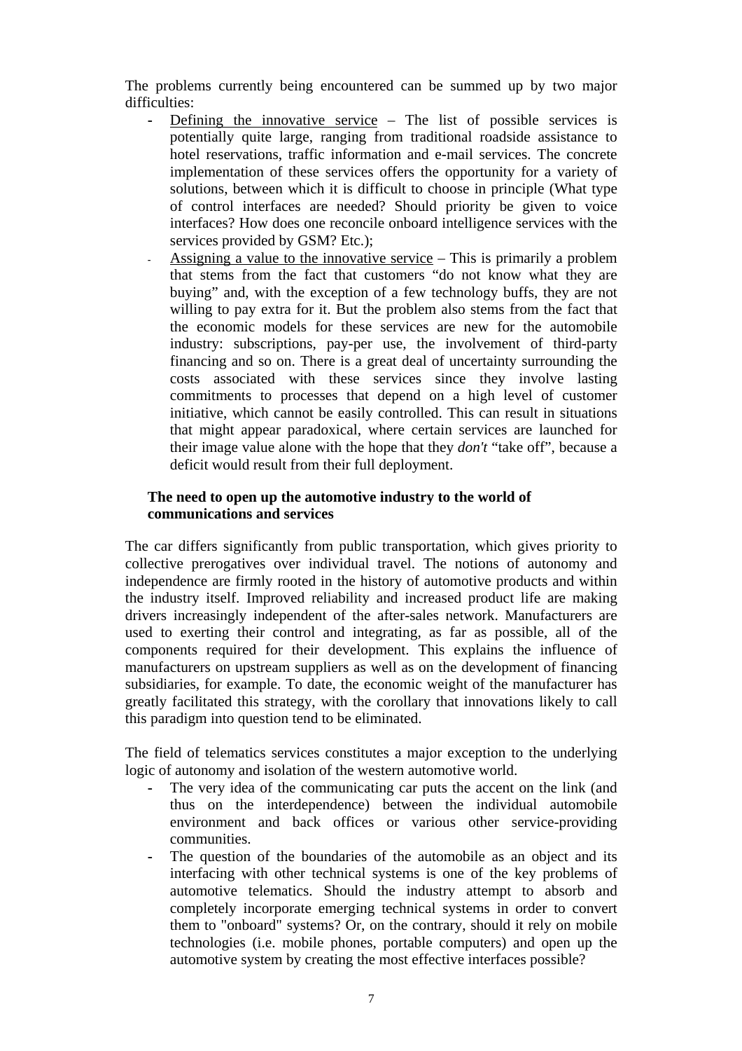The problems currently being encountered can be summed up by two major difficulties:

- Defining the innovative service – The list of possible services is potentially quite large, ranging from traditional roadside assistance to hotel reservations, traffic information and e-mail services. The concrete implementation of these services offers the opportunity for a variety of solutions, between which it is difficult to choose in principle (What type of control interfaces are needed? Should priority be given to voice interfaces? How does one reconcile onboard intelligence services with the services provided by GSM? Etc.);
- Assigning a value to the innovative service – This is primarily a problem that stems from the fact that customers "do not know what they are buying" and, with the exception of a few technology buffs, they are not willing to pay extra for it. But the problem also stems from the fact that the economic models for these services are new for the automobile industry: subscriptions, pay-per use, the involvement of third-party financing and so on. There is a great deal of uncertainty surrounding the costs associated with these services since they involve lasting commitments to processes that depend on a high level of customer initiative, which cannot be easily controlled. This can result in situations that might appear paradoxical, where certain services are launched for their image value alone with the hope that they *don't* "take off", because a deficit would result from their full deployment.

**The need to open up the automotive industry to the world of communications and services**

The car differs significantly from public transportation, which gives priority to collective prerogatives over individual travel. The notions of autonomy and independence are firmly rooted in the history of automotive products and within the industry itself. Improved reliability and increased product life are making drivers increasingly independent of the after-sales network. Manufacturers are used to exerting their control and integrating, as far as possible, all of the components required for their development. This explains the influence of manufacturers on upstream suppliers as well as on the development of financing subsidiaries, for example. To date, the economic weight of the manufacturer has greatly facilitated this strategy, with the corollary that innovations likely to call this paradigm into question tend to be eliminated.

The field of telematics services constitutes a major exception to the underlying logic of autonomy and isolation of the western automotive world.

- The very idea of the communicating car puts the accent on the link (and thus on the interdependence) between the individual automobile environment and back offices or various other service-providing communities.
- The question of the boundaries of the automobile as an object and its interfacing with other technical systems is one of the key problems of automotive telematics. Should the industry attempt to absorb and completely incorporate emerging technical systems in order to convert them to "onboard" systems? Or, on the contrary, should it rely on mobile technologies (i.e. mobile phones, portable computers) and open up the automotive system by creating the most effective interfaces possible?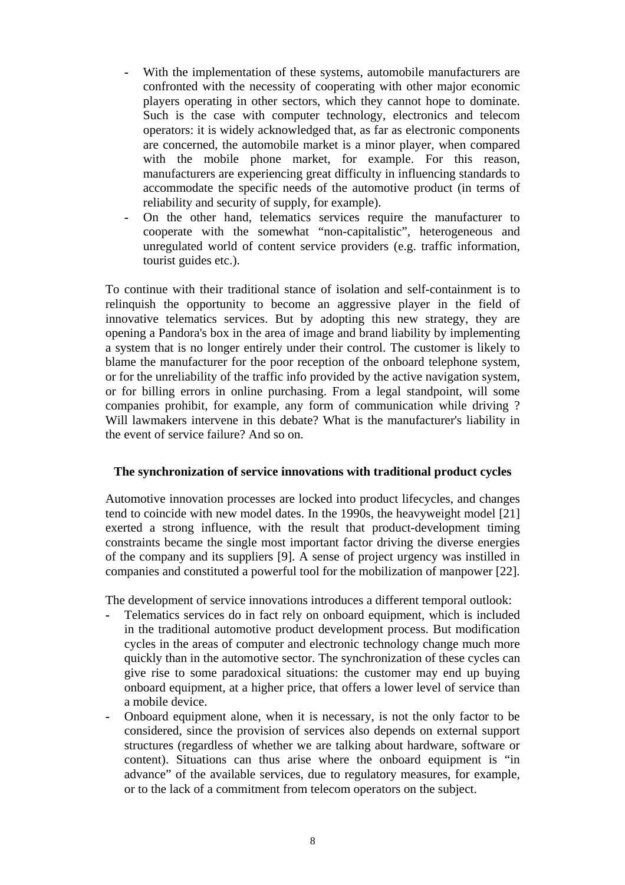- With the implementation of these systems, automobile manufacturers are confronted with the necessity of cooperating with other major economic players operating in other sectors, which they cannot hope to dominate. Such is the case with computer technology, electronics and telecom operators: it is widely acknowledged that, as far as electronic components are concerned, the automobile market is a minor player, when compared with the mobile phone market, for example. For this reason, manufacturers are experiencing great difficulty in influencing standards to accommodate the specific needs of the automotive product (in terms of reliability and security of supply, for example).
- On the other hand, telematics services require the manufacturer to cooperate with the somewhat "non-capitalistic", heterogeneous and unregulated world of content service providers (e.g. traffic information, tourist guides etc.).

To continue with their traditional stance of isolation and self-containment is to relinquish the opportunity to become an aggressive player in the field of innovative telematics services. But by adopting this new strategy, they are opening a Pandora's box in the area of image and brand liability by implementing a system that is no longer entirely under their control. The customer is likely to blame the manufacturer for the poor reception of the onboard telephone system, or for the unreliability of the traffic info provided by the active navigation system, or for billing errors in online purchasing. From a legal standpoint, will some companies prohibit, for example, any form of communication while driving ? Will lawmakers intervene in this debate? What is the manufacturer's liability in the event of service failure? And so on.

**The synchronization of service innovations with traditional product cycles**

Automotive innovation processes are locked into product lifecycles, and changes tend to coincide with new model dates. In the 1990s, the heavyweight model [21] exerted a strong influence, with the result that product-development timing constraints became the single most important factor driving the diverse energies of the company and its suppliers [9]. A sense of project urgency was instilled in companies and constituted a powerful tool for the mobilization of manpower [22].

The development of service innovations introduces a different temporal outlook:

- Telematics services do in fact rely on onboard equipment, which is included in the traditional automotive product development process. But modification cycles in the areas of computer and electronic technology change much more quickly than in the automotive sector. The synchronization of these cycles can give rise to some paradoxical situations: the customer may end up buying onboard equipment, at a higher price, that offers a lower level of service than a mobile device.
- Onboard equipment alone, when it is necessary, is not the only factor to be considered, since the provision of services also depends on external support structures (regardless of whether we are talking about hardware, software or content). Situations can thus arise where the onboard equipment is "in advance" of the available services, due to regulatory measures, for example, or to the lack of a commitment from telecom operators on the subject.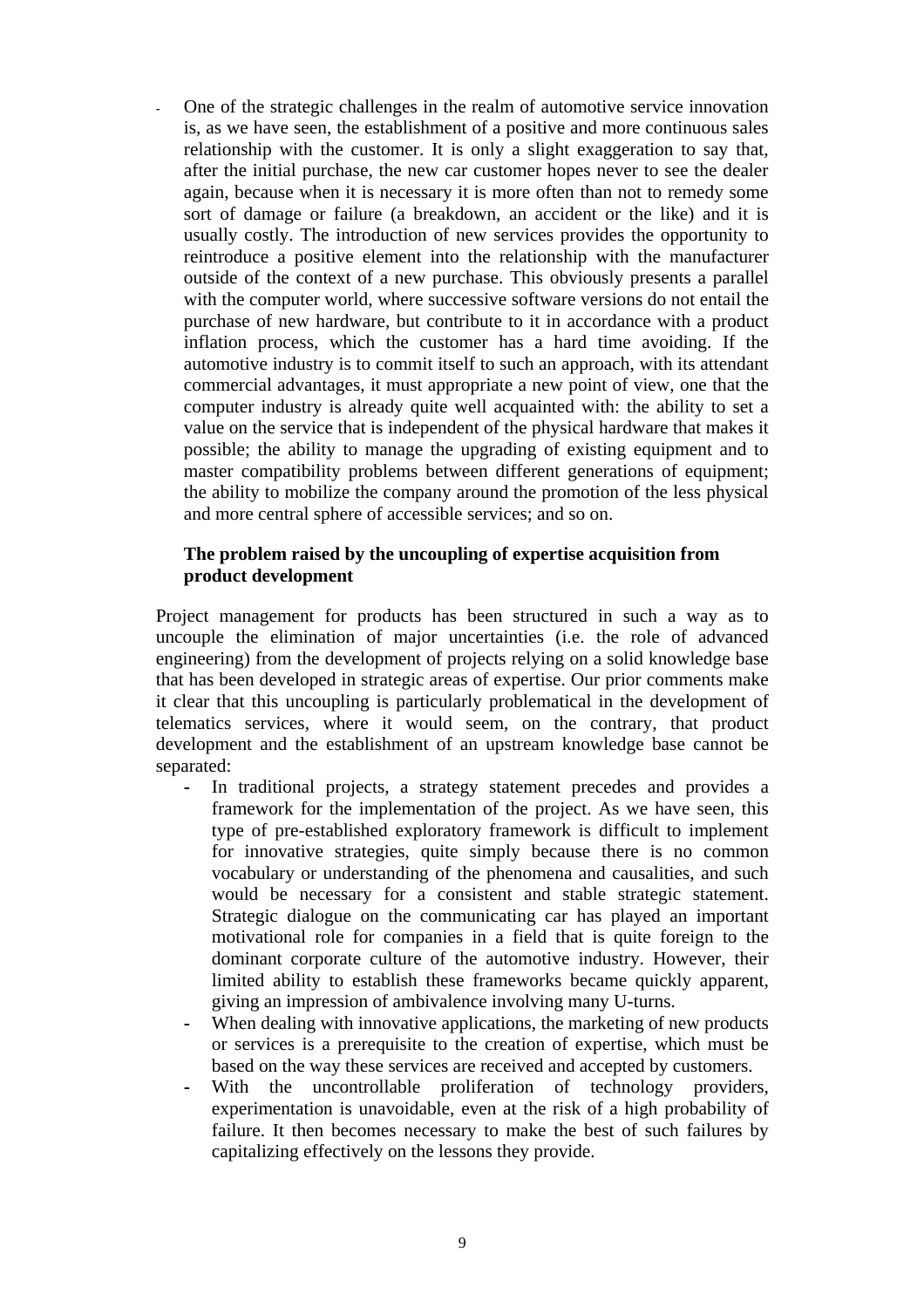- One of the strategic challenges in the realm of automotive service innovation is, as we have seen, the establishment of a positive and more continuous sales relationship with the customer. It is only a slight exaggeration to say that, after the initial purchase, the new car customer hopes never to see the dealer again, because when it is necessary it is more often than not to remedy some sort of damage or failure (a breakdown, an accident or the like) and it is usually costly. The introduction of new services provides the opportunity to reintroduce a positive element into the relationship with the manufacturer outside of the context of a new purchase. This obviously presents a parallel with the computer world, where successive software versions do not entail the purchase of new hardware, but contribute to it in accordance with a product inflation process, which the customer has a hard time avoiding. If the automotive industry is to commit itself to such an approach, with its attendant commercial advantages, it must appropriate a new point of view, one that the computer industry is already quite well acquainted with: the ability to set a value on the service that is independent of the physical hardware that makes it possible; the ability to manage the upgrading of existing equipment and to master compatibility problems between different generations of equipment; the ability to mobilize the company around the promotion of the less physical and more central sphere of accessible services; and so on.

**The problem raised by the uncoupling of expertise acquisition from product development**

Project management for products has been structured in such a way as to uncouple the elimination of major uncertainties (i.e. the role of advanced engineering) from the development of projects relying on a solid knowledge base that has been developed in strategic areas of expertise. Our prior comments make it clear that this uncoupling is particularly problematical in the development of telematics services, where it would seem, on the contrary, that product development and the establishment of an upstream knowledge base cannot be separated:

- In traditional projects, a strategy statement precedes and provides a framework for the implementation of the project. As we have seen, this type of pre-established exploratory framework is difficult to implement for innovative strategies, quite simply because there is no common vocabulary or understanding of the phenomena and causalities, and such would be necessary for a consistent and stable strategic statement. Strategic dialogue on the communicating car has played an important motivational role for companies in a field that is quite foreign to the dominant corporate culture of the automotive industry. However, their limited ability to establish these frameworks became quickly apparent, giving an impression of ambivalence involving many U-turns.
- When dealing with innovative applications, the marketing of new products or services is a prerequisite to the creation of expertise, which must be based on the way these services are received and accepted by customers.
- With the uncontrollable proliferation of technology providers, experimentation is unavoidable, even at the risk of a high probability of failure. It then becomes necessary to make the best of such failures by capitalizing effectively on the lessons they provide.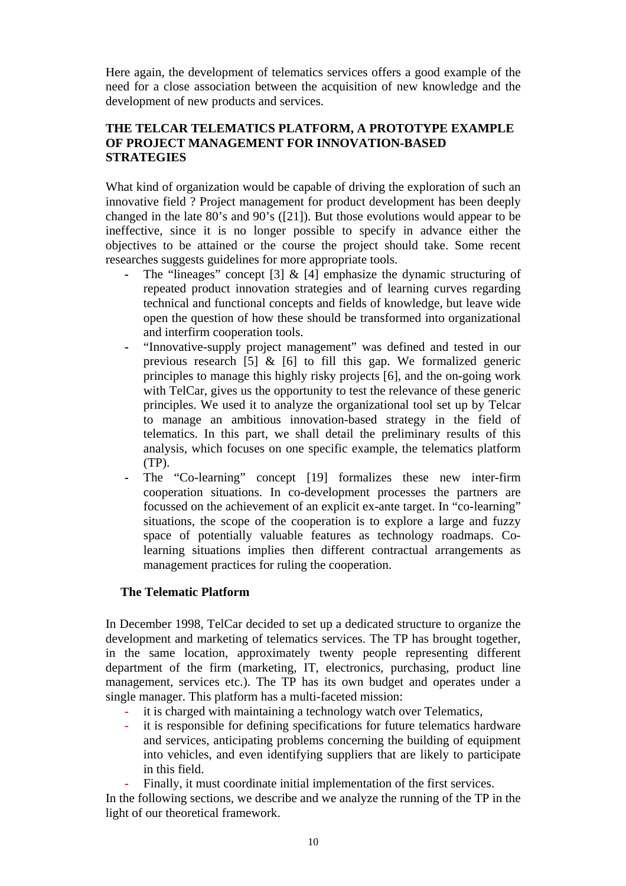Here again, the development of telematics services offers a good example of the need for a close association between the acquisition of new knowledge and the development of new products and services.

## THE TELCAR TELEMATICS PLATFORM, A PROTOTYPE EXAMPLE OF PROJECT MANAGEMENT FOR INNOVATION-BASED STRATEGIES

What kind of organization would be capable of driving the exploration of such an innovative field ? Project management for product development has been deeply changed in the late 80's and 90's ([21]). But those evolutions would appear to be ineffective, since it is no longer possible to specify in advance either the objectives to be attained or the course the project should take. Some recent researches suggests guidelines for more appropriate tools.

- The "lineages" concept [3] & [4] emphasize the dynamic structuring of repeated product innovation strategies and of learning curves regarding technical and functional concepts and fields of knowledge, but leave wide open the question of how these should be transformed into organizational and interfirm cooperation tools.
- "Innovative-supply project management" was defined and tested in our previous research [5] & [6] to fill this gap. We formalized generic principles to manage this highly risky projects [6], and the on-going work with TelCar, gives us the opportunity to test the relevance of these generic principles. We used it to analyze the organizational tool set up by Telcar to manage an ambitious innovation-based strategy in the field of telematics. In this part, we shall detail the preliminary results of this analysis, which focuses on one specific example, the telematics platform (TP).
- The "Co-learning" concept [19] formalizes these new inter-firm cooperation situations. In co-development processes the partners are focussed on the achievement of an explicit ex-ante target. In "co-learning" situations, the scope of the cooperation is to explore a large and fuzzy space of potentially valuable features as technology roadmaps. Co-learning situations implies then different contractual arrangements as management practices for ruling the cooperation.

### The Telematic Platform

In December 1998, TelCar decided to set up a dedicated structure to organize the development and marketing of telematics services. The TP has brought together, in the same location, approximately twenty people representing different department of the firm (marketing, IT, electronics, purchasing, product line management, services etc.). The TP has its own budget and operates under a single manager. This platform has a multi-faceted mission:

- it is charged with maintaining a technology watch over Telematics,
- it is responsible for defining specifications for future telematics hardware and services, anticipating problems concerning the building of equipment into vehicles, and even identifying suppliers that are likely to participate in this field.
- Finally, it must coordinate initial implementation of the first services.

In the following sections, we describe and we analyze the running of the TP in the light of our theoretical framework.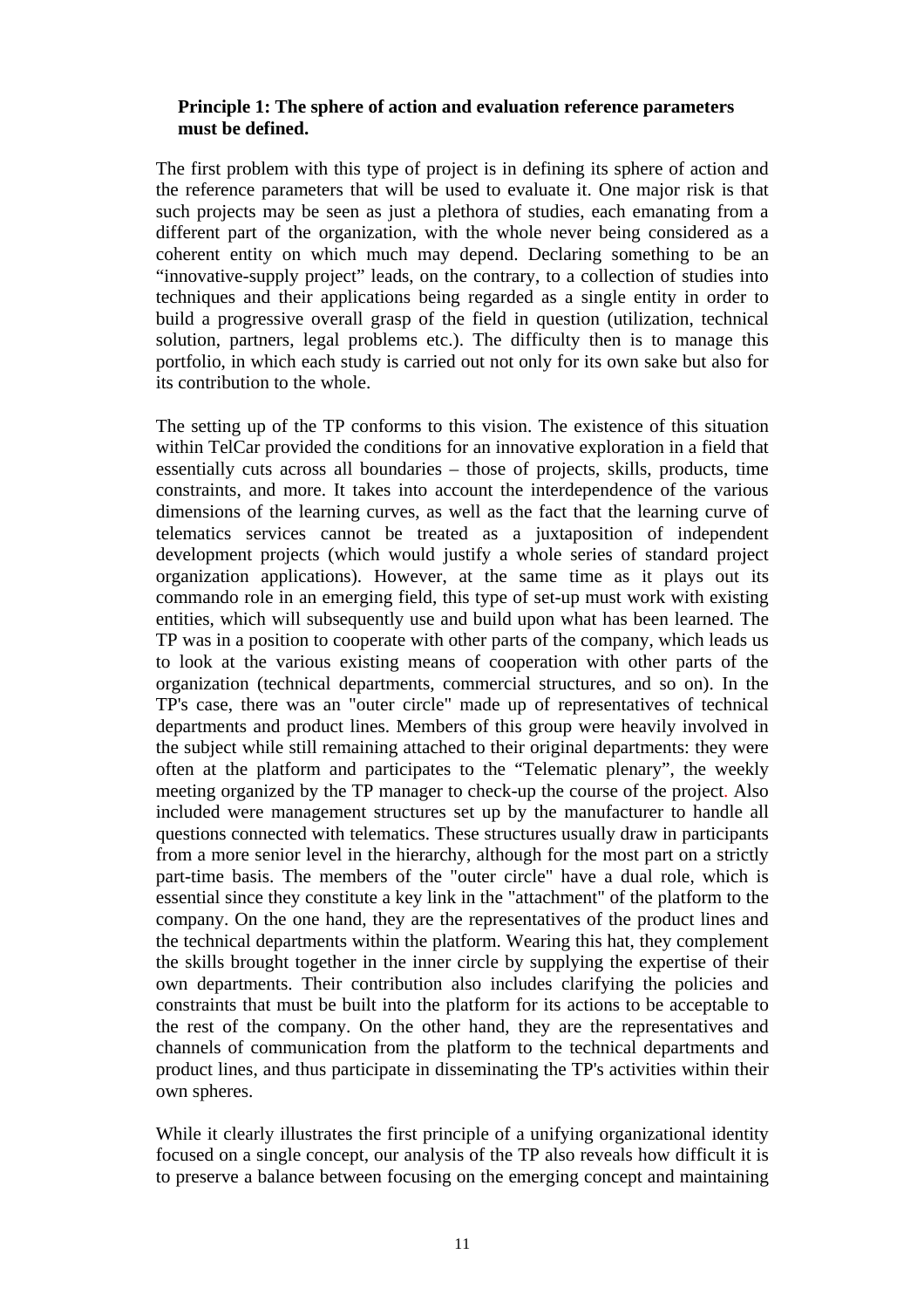**Principle 1: The sphere of action and evaluation reference parameters must be defined.**

The first problem with this type of project is in defining its sphere of action and the reference parameters that will be used to evaluate it. One major risk is that such projects may be seen as just a plethora of studies, each emanating from a different part of the organization, with the whole never being considered as a coherent entity on which much may depend. Declaring something to be an "innovative-supply project" leads, on the contrary, to a collection of studies into techniques and their applications being regarded as a single entity in order to build a progressive overall grasp of the field in question (utilization, technical solution, partners, legal problems etc.). The difficulty then is to manage this portfolio, in which each study is carried out not only for its own sake but also for its contribution to the whole.

The setting up of the TP conforms to this vision. The existence of this situation within TelCar provided the conditions for an innovative exploration in a field that essentially cuts across all boundaries – those of projects, skills, products, time constraints, and more. It takes into account the interdependence of the various dimensions of the learning curves, as well as the fact that the learning curve of telematics services cannot be treated as a juxtaposition of independent development projects (which would justify a whole series of standard project organization applications). However, at the same time as it plays out its commando role in an emerging field, this type of set-up must work with existing entities, which will subsequently use and build upon what has been learned. The TP was in a position to cooperate with other parts of the company, which leads us to look at the various existing means of cooperation with other parts of the organization (technical departments, commercial structures, and so on). In the TP's case, there was an "outer circle" made up of representatives of technical departments and product lines. Members of this group were heavily involved in the subject while still remaining attached to their original departments: they were often at the platform and participates to the "Telematic plenary", the weekly meeting organized by the TP manager to check-up the course of the project. Also included were management structures set up by the manufacturer to handle all questions connected with telematics. These structures usually draw in participants from a more senior level in the hierarchy, although for the most part on a strictly part-time basis. The members of the "outer circle" have a dual role, which is essential since they constitute a key link in the "attachment" of the platform to the company. On the one hand, they are the representatives of the product lines and the technical departments within the platform. Wearing this hat, they complement the skills brought together in the inner circle by supplying the expertise of their own departments. Their contribution also includes clarifying the policies and constraints that must be built into the platform for its actions to be acceptable to the rest of the company. On the other hand, they are the representatives and channels of communication from the platform to the technical departments and product lines, and thus participate in disseminating the TP's activities within their own spheres.

While it clearly illustrates the first principle of a unifying organizational identity focused on a single concept, our analysis of the TP also reveals how difficult it is to preserve a balance between focusing on the emerging concept and maintaining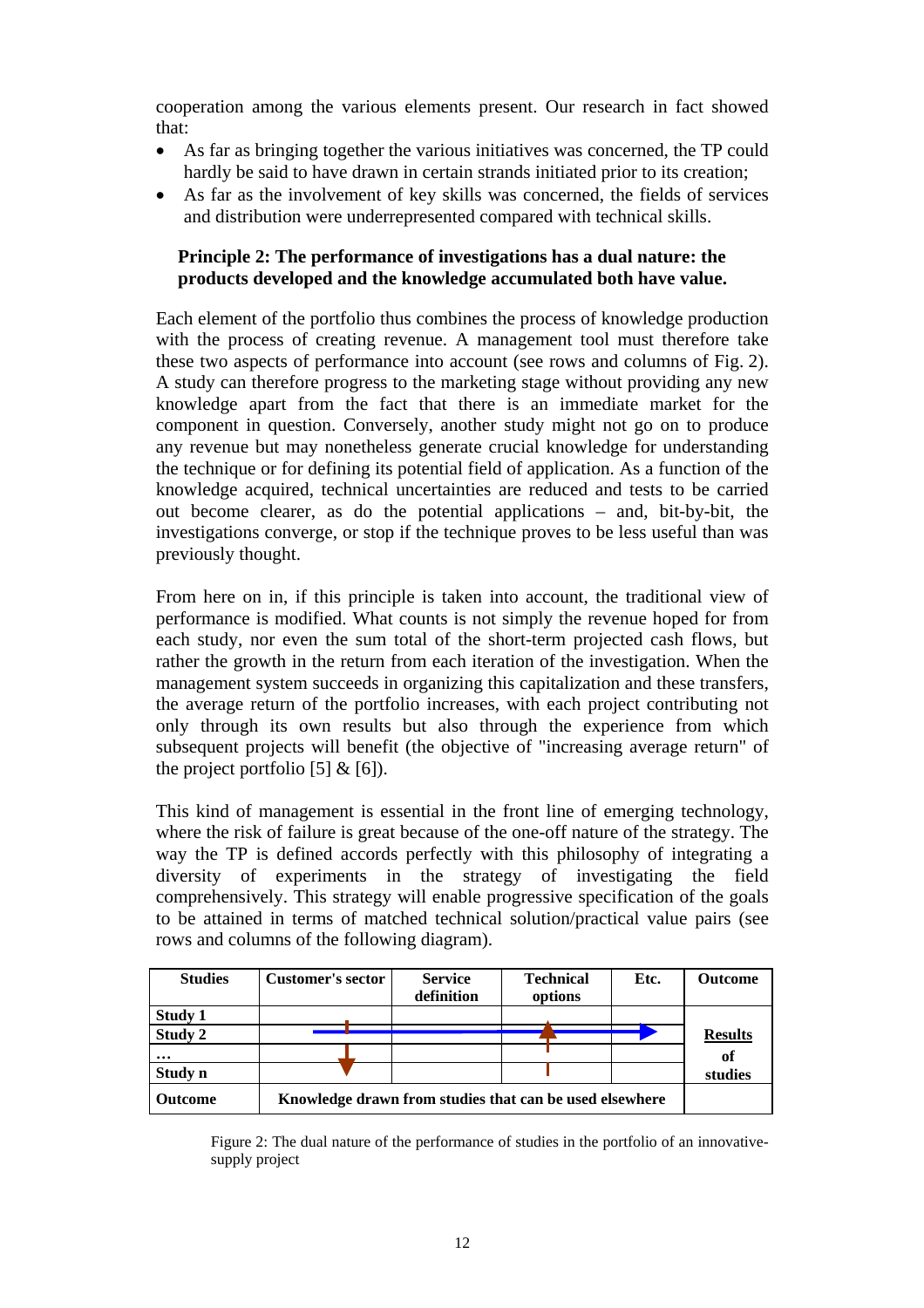cooperation among the various elements present. Our research in fact showed that:

- As far as bringing together the various initiatives was concerned, the TP could hardly be said to have drawn in certain strands initiated prior to its creation;
- As far as the involvement of key skills was concerned, the fields of services and distribution were underrepresented compared with technical skills.

**Principle 2: The performance of investigations has a dual nature: the products developed and the knowledge accumulated both have value.**

Each element of the portfolio thus combines the process of knowledge production with the process of creating revenue. A management tool must therefore take these two aspects of performance into account (see rows and columns of Fig. 2). A study can therefore progress to the marketing stage without providing any new knowledge apart from the fact that there is an immediate market for the component in question. Conversely, another study might not go on to produce any revenue but may nonetheless generate crucial knowledge for understanding the technique or for defining its potential field of application. As a function of the knowledge acquired, technical uncertainties are reduced and tests to be carried out become clearer, as do the potential applications – and, bit-by-bit, the investigations converge, or stop if the technique proves to be less useful than was previously thought.

From here on in, if this principle is taken into account, the traditional view of performance is modified. What counts is not simply the revenue hoped for from each study, nor even the sum total of the short-term projected cash flows, but rather the growth in the return from each iteration of the investigation. When the management system succeeds in organizing this capitalization and these transfers, the average return of the portfolio increases, with each project contributing not only through its own results but also through the experience from which subsequent projects will benefit (the objective of "increasing average return" of the project portfolio [5] & [6]).

This kind of management is essential in the front line of emerging technology, where the risk of failure is great because of the one-off nature of the strategy. The way the TP is defined accords perfectly with this philosophy of integrating a diversity of experiments in the strategy of investigating the field comprehensively. This strategy will enable progressive specification of the goals to be attained in terms of matched technical solution/practical value pairs (see rows and columns of the following diagram).

| Studies | Customer's sector | Service definition | Technical options | Etc. | Outcome |
|---|---|---|---|---|---|
| Study 1 | | | | | **Results of studies** |
| Study 2 | | | | | |
| … | | | | | |
| Study n | | | | | |
| Outcome | Knowledge drawn from studies that can be used elsewhere | | | | |

Figure 2: The dual nature of the performance of studies in the portfolio of an innovative-supply project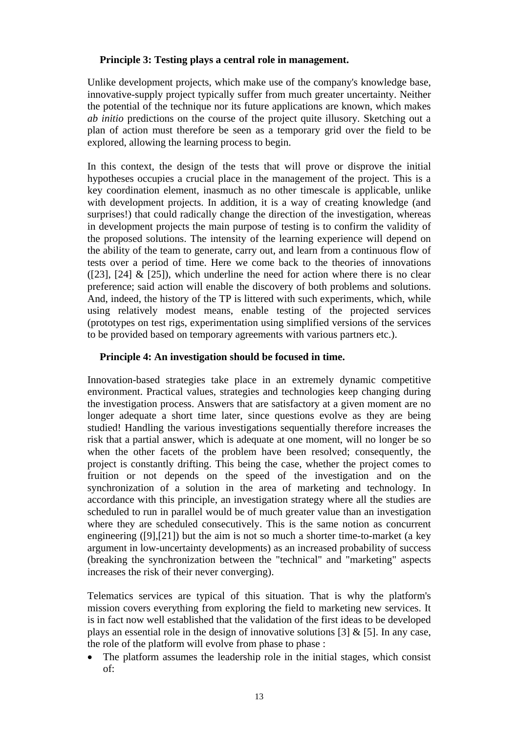**Principle 3: Testing plays a central role in management.**

Unlike development projects, which make use of the company's knowledge base, innovative-supply project typically suffer from much greater uncertainty. Neither the potential of the technique nor its future applications are known, which makes *ab initio* predictions on the course of the project quite illusory. Sketching out a plan of action must therefore be seen as a temporary grid over the field to be explored, allowing the learning process to begin.

In this context, the design of the tests that will prove or disprove the initial hypotheses occupies a crucial place in the management of the project. This is a key coordination element, inasmuch as no other timescale is applicable, unlike with development projects. In addition, it is a way of creating knowledge (and surprises!) that could radically change the direction of the investigation, whereas in development projects the main purpose of testing is to confirm the validity of the proposed solutions. The intensity of the learning experience will depend on the ability of the team to generate, carry out, and learn from a continuous flow of tests over a period of time. Here we come back to the theories of innovations ([23], [24] & [25]), which underline the need for action where there is no clear preference; said action will enable the discovery of both problems and solutions. And, indeed, the history of the TP is littered with such experiments, which, while using relatively modest means, enable testing of the projected services (prototypes on test rigs, experimentation using simplified versions of the services to be provided based on temporary agreements with various partners etc.).

**Principle 4: An investigation should be focused in time.**

Innovation-based strategies take place in an extremely dynamic competitive environment. Practical values, strategies and technologies keep changing during the investigation process. Answers that are satisfactory at a given moment are no longer adequate a short time later, since questions evolve as they are being studied! Handling the various investigations sequentially therefore increases the risk that a partial answer, which is adequate at one moment, will no longer be so when the other facets of the problem have been resolved; consequently, the project is constantly drifting. This being the case, whether the project comes to fruition or not depends on the speed of the investigation and on the synchronization of a solution in the area of marketing and technology. In accordance with this principle, an investigation strategy where all the studies are scheduled to run in parallel would be of much greater value than an investigation where they are scheduled consecutively. This is the same notion as concurrent engineering ([9],[21]) but the aim is not so much a shorter time-to-market (a key argument in low-uncertainty developments) as an increased probability of success (breaking the synchronization between the "technical" and "marketing" aspects increases the risk of their never converging).

Telematics services are typical of this situation. That is why the platform's mission covers everything from exploring the field to marketing new services. It is in fact now well established that the validation of the first ideas to be developed plays an essential role in the design of innovative solutions [3] & [5]. In any case, the role of the platform will evolve from phase to phase :

- The platform assumes the leadership role in the initial stages, which consist of: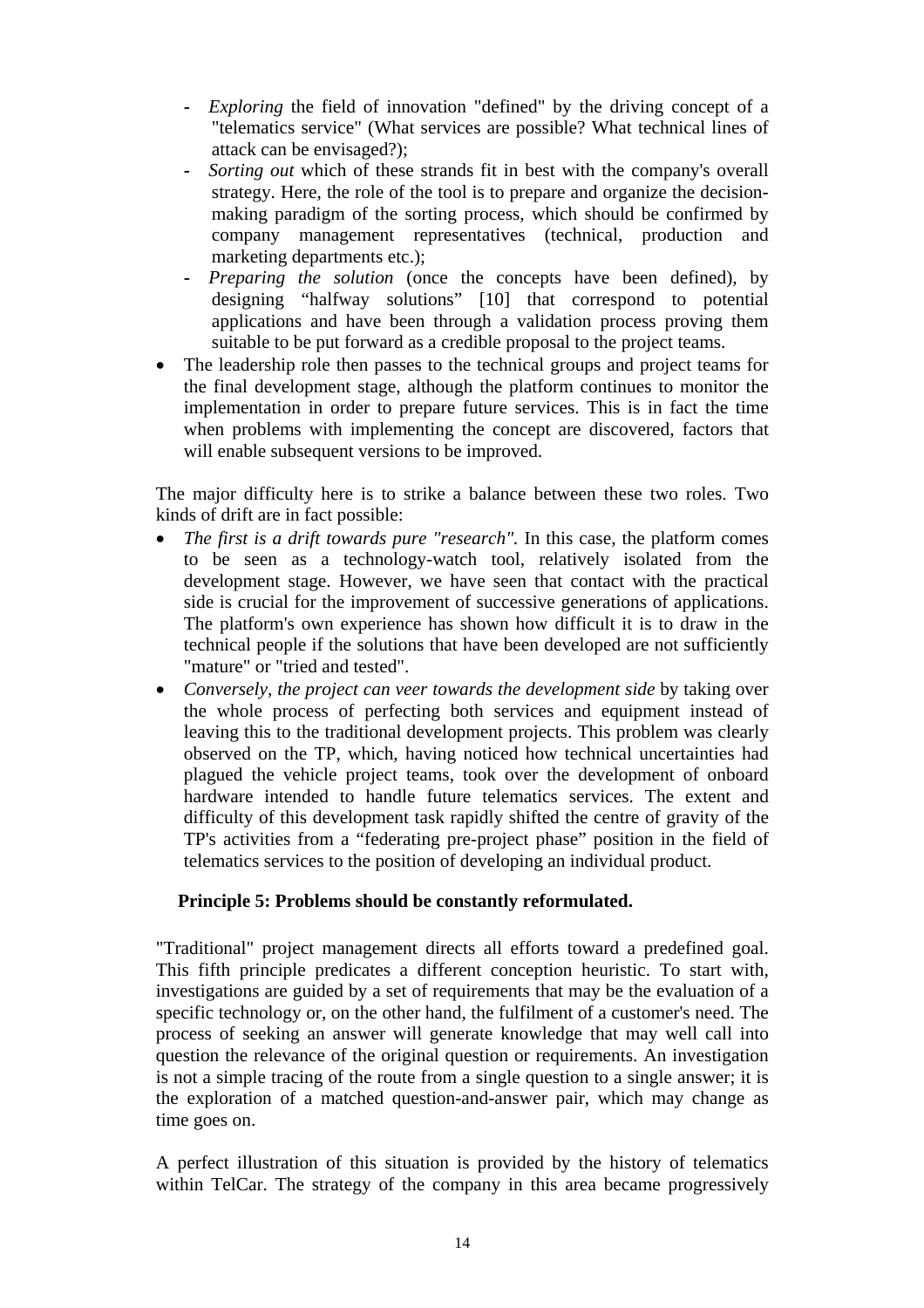- *Exploring* the field of innovation "defined" by the driving concept of a "telematics service" (What services are possible? What technical lines of attack can be envisaged?);
  - *Sorting out* which of these strands fit in best with the company's overall strategy. Here, the role of the tool is to prepare and organize the decision-making paradigm of the sorting process, which should be confirmed by company management representatives (technical, production and marketing departments etc.);
  - *Preparing the solution* (once the concepts have been defined), by designing "halfway solutions" [10] that correspond to potential applications and have been through a validation process proving them suitable to be put forward as a credible proposal to the project teams.
- The leadership role then passes to the technical groups and project teams for the final development stage, although the platform continues to monitor the implementation in order to prepare future services. This is in fact the time when problems with implementing the concept are discovered, factors that will enable subsequent versions to be improved.

The major difficulty here is to strike a balance between these two roles. Two kinds of drift are in fact possible:

- *The first is a drift towards pure "research".* In this case, the platform comes to be seen as a technology-watch tool, relatively isolated from the development stage. However, we have seen that contact with the practical side is crucial for the improvement of successive generations of applications. The platform's own experience has shown how difficult it is to draw in the technical people if the solutions that have been developed are not sufficiently "mature" or "tried and tested".
- *Conversely, the project can veer towards the development side* by taking over the whole process of perfecting both services and equipment instead of leaving this to the traditional development projects. This problem was clearly observed on the TP, which, having noticed how technical uncertainties had plagued the vehicle project teams, took over the development of onboard hardware intended to handle future telematics services. The extent and difficulty of this development task rapidly shifted the centre of gravity of the TP's activities from a "federating pre-project phase" position in the field of telematics services to the position of developing an individual product.

**Principle 5: Problems should be constantly reformulated.**

"Traditional" project management directs all efforts toward a predefined goal. This fifth principle predicates a different conception heuristic. To start with, investigations are guided by a set of requirements that may be the evaluation of a specific technology or, on the other hand, the fulfilment of a customer's need. The process of seeking an answer will generate knowledge that may well call into question the relevance of the original question or requirements. An investigation is not a simple tracing of the route from a single question to a single answer; it is the exploration of a matched question-and-answer pair, which may change as time goes on.

A perfect illustration of this situation is provided by the history of telematics within TelCar. The strategy of the company in this area became progressively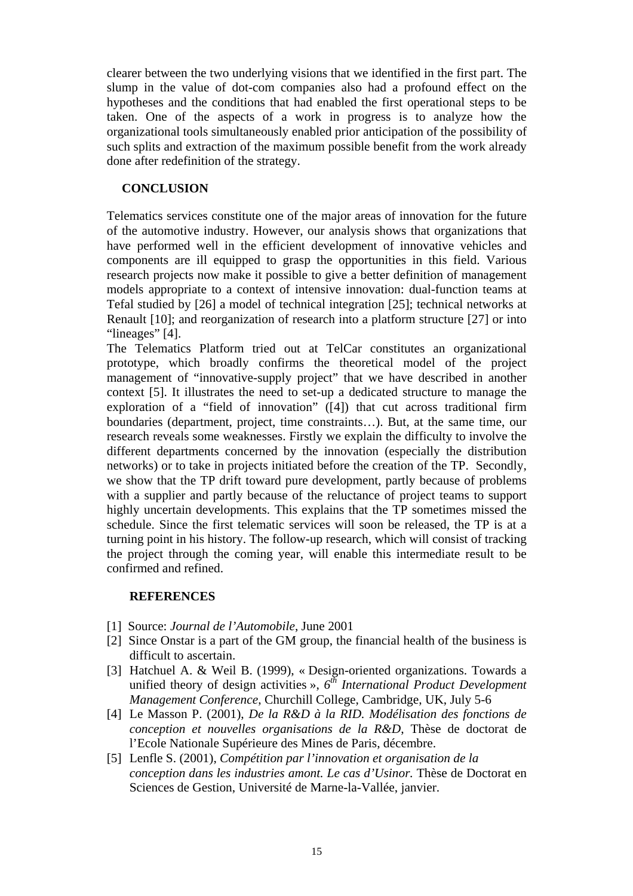clearer between the two underlying visions that we identified in the first part. The slump in the value of dot-com companies also had a profound effect on the hypotheses and the conditions that had enabled the first operational steps to be taken. One of the aspects of a work in progress is to analyze how the organizational tools simultaneously enabled prior anticipation of the possibility of such splits and extraction of the maximum possible benefit from the work already done after redefinition of the strategy.

## CONCLUSION

Telematics services constitute one of the major areas of innovation for the future of the automotive industry. However, our analysis shows that organizations that have performed well in the efficient development of innovative vehicles and components are ill equipped to grasp the opportunities in this field. Various research projects now make it possible to give a better definition of management models appropriate to a context of intensive innovation: dual-function teams at Tefal studied by [26] a model of technical integration [25]; technical networks at Renault [10]; and reorganization of research into a platform structure [27] or into "lineages" [4].

The Telematics Platform tried out at TelCar constitutes an organizational prototype, which broadly confirms the theoretical model of the project management of "innovative-supply project" that we have described in another context [5]. It illustrates the need to set-up a dedicated structure to manage the exploration of a "field of innovation" ([4]) that cut across traditional firm boundaries (department, project, time constraints…). But, at the same time, our research reveals some weaknesses. Firstly we explain the difficulty to involve the different departments concerned by the innovation (especially the distribution networks) or to take in projects initiated before the creation of the TP. Secondly, we show that the TP drift toward pure development, partly because of problems with a supplier and partly because of the reluctance of project teams to support highly uncertain developments. This explains that the TP sometimes missed the schedule. Since the first telematic services will soon be released, the TP is at a turning point in his history. The follow-up research, which will consist of tracking the project through the coming year, will enable this intermediate result to be confirmed and refined.

## REFERENCES

[1] Source: *Journal de l'Automobile*, June 2001

[2] Since Onstar is a part of the GM group, the financial health of the business is difficult to ascertain.

[3] Hatchuel A. & Weil B. (1999), « Design-oriented organizations. Towards a unified theory of design activities », *6th International Product Development Management Conference*, Churchill College, Cambridge, UK, July 5-6

[4] Le Masson P. (2001), *De la R&D à la RID. Modélisation des fonctions de conception et nouvelles organisations de la R&D*, Thèse de doctorat de l'Ecole Nationale Supérieure des Mines de Paris, décembre.

[5] Lenfle S. (2001), *Compétition par l'innovation et organisation de la conception dans les industries amont. Le cas d'Usinor.* Thèse de Doctorat en Sciences de Gestion, Université de Marne-la-Vallée, janvier.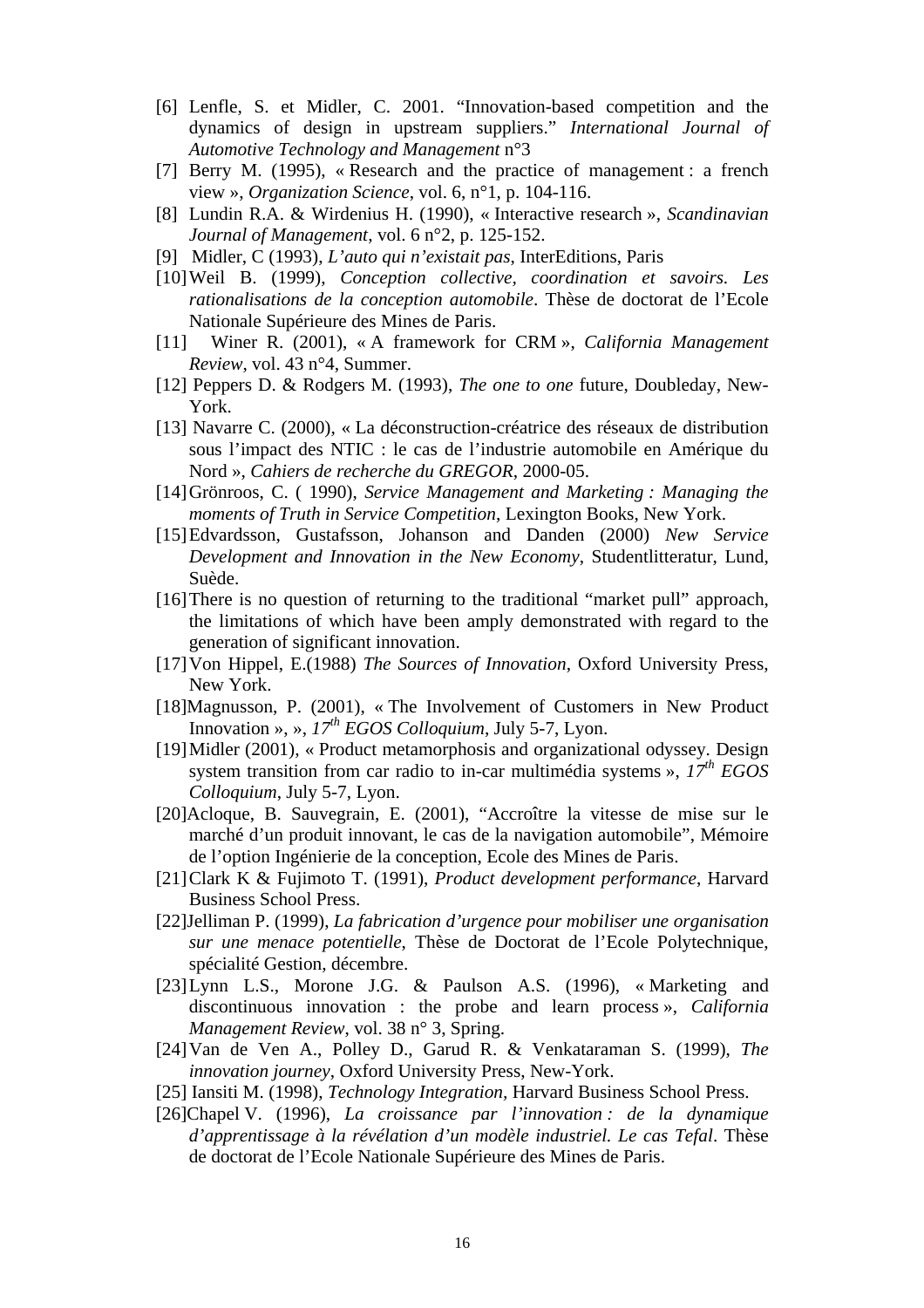[6] Lenfle, S. et Midler, C. 2001. “Innovation-based competition and the dynamics of design in upstream suppliers.” *International Journal of Automotive Technology and Management* n°3

[7] Berry M. (1995), « Research and the practice of management : a french view », *Organization Science*, vol. 6, n°1, p. 104-116.

[8] Lundin R.A. & Wirdenius H. (1990), « Interactive research », *Scandinavian Journal of Management*, vol. 6 n°2, p. 125-152.

[9] Midler, C (1993), *L’auto qui n’existait pas*, InterEditions, Paris

[10] Weil B. (1999), *Conception collective, coordination et savoirs. Les rationalisations de la conception automobile*. Thèse de doctorat de l’Ecole Nationale Supérieure des Mines de Paris.

[11] Winer R. (2001), « A framework for CRM », *California Management Review*, vol. 43 n°4, Summer.

[12] Peppers D. & Rodgers M. (1993), *The one to one* future, Doubleday, New-York.

[13] Navarre C. (2000), « La déconstruction-créatrice des réseaux de distribution sous l’impact des NTIC : le cas de l’industrie automobile en Amérique du Nord », *Cahiers de recherche du GREGOR*, 2000-05.

[14] Grönroos, C. ( 1990), *Service Management and Marketing : Managing the moments of Truth in Service Competition*, Lexington Books, New York.

[15] Edvardsson, Gustafsson, Johanson and Danden (2000) *New Service Development and Innovation in the New Economy*, Studentlitteratur, Lund, Suède.

[16] There is no question of returning to the traditional “market pull” approach, the limitations of which have been amply demonstrated with regard to the generation of significant innovation.

[17] Von Hippel, E.(1988) *The Sources of Innovation*, Oxford University Press, New York.

[18] Magnusson, P. (2001), « The Involvement of Customers in New Product Innovation », », *17th EGOS Colloquium*, July 5-7, Lyon.

[19] Midler (2001), « Product metamorphosis and organizational odyssey. Design system transition from car radio to in-car multimédia systems », *17th EGOS Colloquium*, July 5-7, Lyon.

[20] Acloque, B. Sauvegrain, E. (2001), “Accroître la vitesse de mise sur le marché d’un produit innovant, le cas de la navigation automobile”, Mémoire de l’option Ingénierie de la conception, Ecole des Mines de Paris.

[21] Clark K & Fujimoto T. (1991), *Product development performance*, Harvard Business School Press.

[22] Jelliman P. (1999), *La fabrication d’urgence pour mobiliser une organisation sur une menace potentielle*, Thèse de Doctorat de l’Ecole Polytechnique, spécialité Gestion, décembre.

[23] Lynn L.S., Morone J.G. & Paulson A.S. (1996), « Marketing and discontinuous innovation : the probe and learn process », *California Management Review*, vol. 38 n° 3, Spring.

[24] Van de Ven A., Polley D., Garud R. & Venkataraman S. (1999), *The innovation journey*, Oxford University Press, New-York.

[25] Iansiti M. (1998), *Technology Integration*, Harvard Business School Press.

[26] Chapel V. (1996), *La croissance par l’innovation : de la dynamique d’apprentissage à la révélation d’un modèle industriel. Le cas Tefal*. Thèse de doctorat de l’Ecole Nationale Supérieure des Mines de Paris.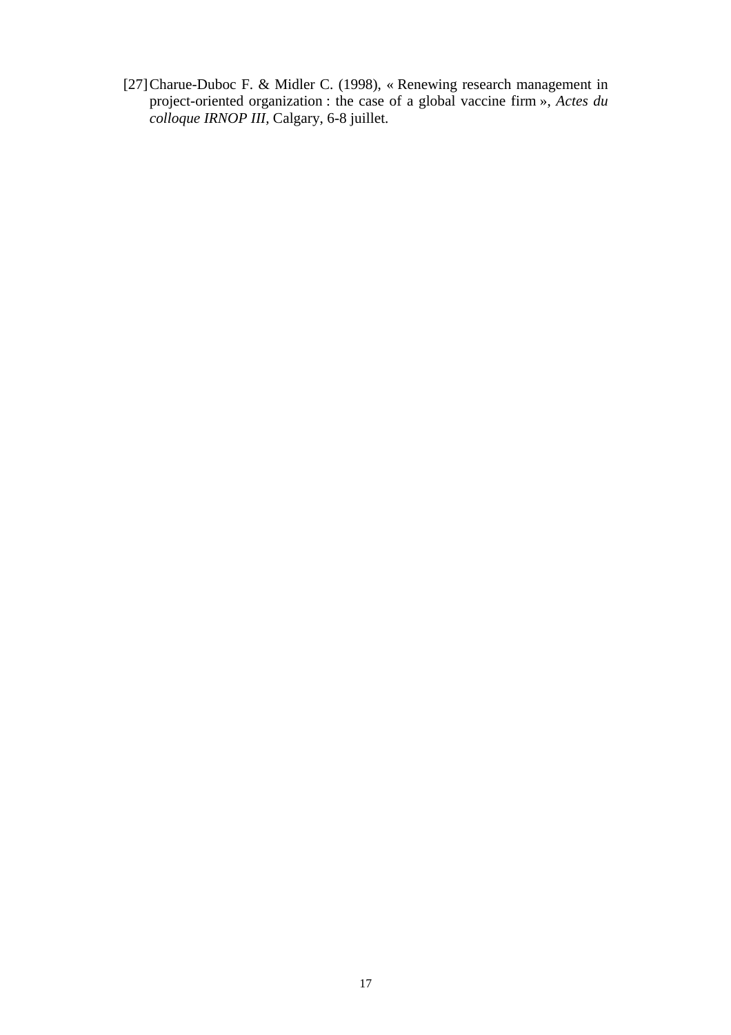[27] Charue-Duboc F. & Midler C. (1998), « Renewing research management in project-oriented organization : the case of a global vaccine firm », *Actes du colloque IRNOP III*, Calgary, 6-8 juillet.